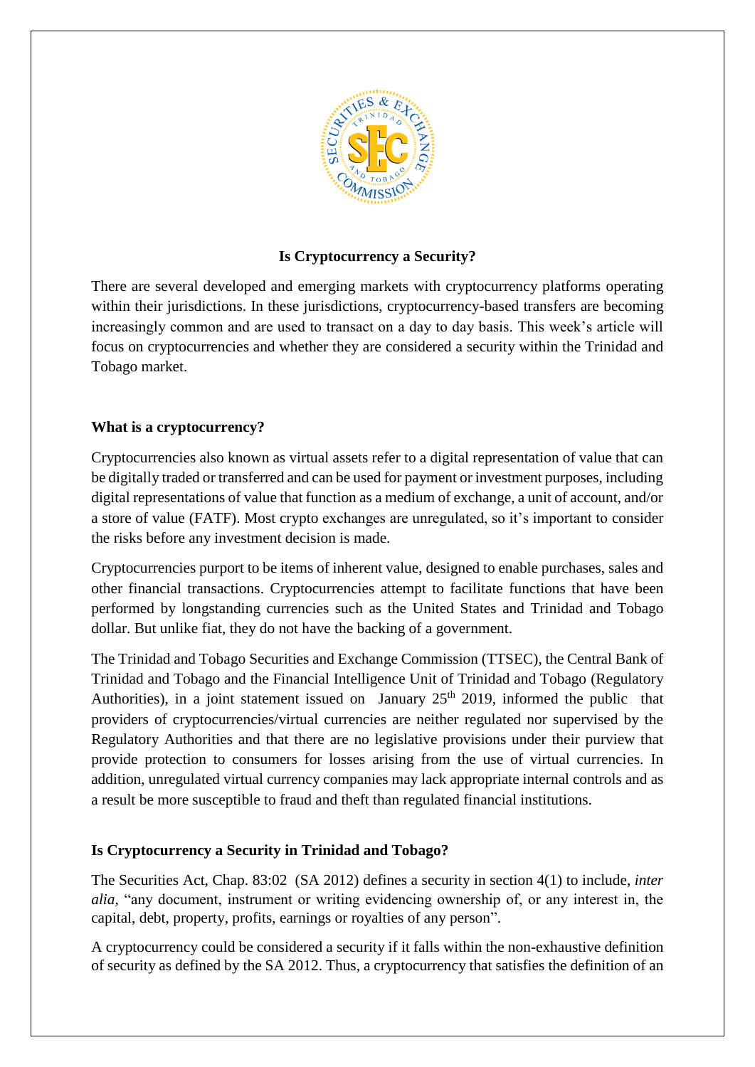## Is Cryptocurrency a Security?

There are several developed and emerging markets with cryptocurrency platforms operating within their jurisdictions. In these jurisdictions, cryptocurrency-based transfers are becoming increasingly common and are used to transact on a day to day basis. This week's article will focus on cryptocurrencies and whether they are considered a security within the Trinidad and Tobago market.

### What is a cryptocurrency?

Cryptocurrencies also known as virtual assets refer to a digital representation of value that can be digitally traded or transferred and can be used for payment or investment purposes, including digital representations of value that function as a medium of exchange, a unit of account, and/or a store of value (FATF). Most crypto exchanges are unregulated, so it's important to consider the risks before any investment decision is made.

Cryptocurrencies purport to be items of inherent value, designed to enable purchases, sales and other financial transactions. Cryptocurrencies attempt to facilitate functions that have been performed by longstanding currencies such as the United States and Trinidad and Tobago dollar. But unlike fiat, they do not have the backing of a government.

The Trinidad and Tobago Securities and Exchange Commission (TTSEC), the Central Bank of Trinidad and Tobago and the Financial Intelligence Unit of Trinidad and Tobago (Regulatory Authorities), in a joint statement issued on January 25th 2019, informed the public that providers of cryptocurrencies/virtual currencies are neither regulated nor supervised by the Regulatory Authorities and that there are no legislative provisions under their purview that provide protection to consumers for losses arising from the use of virtual currencies. In addition, unregulated virtual currency companies may lack appropriate internal controls and as a result be more susceptible to fraud and theft than regulated financial institutions.

### Is Cryptocurrency a Security in Trinidad and Tobago?

The Securities Act, Chap. 83:02 (SA 2012) defines a security in section 4(1) to include, *inter alia*, "any document, instrument or writing evidencing ownership of, or any interest in, the capital, debt, property, profits, earnings or royalties of any person".

A cryptocurrency could be considered a security if it falls within the non-exhaustive definition of security as defined by the SA 2012. Thus, a cryptocurrency that satisfies the definition of an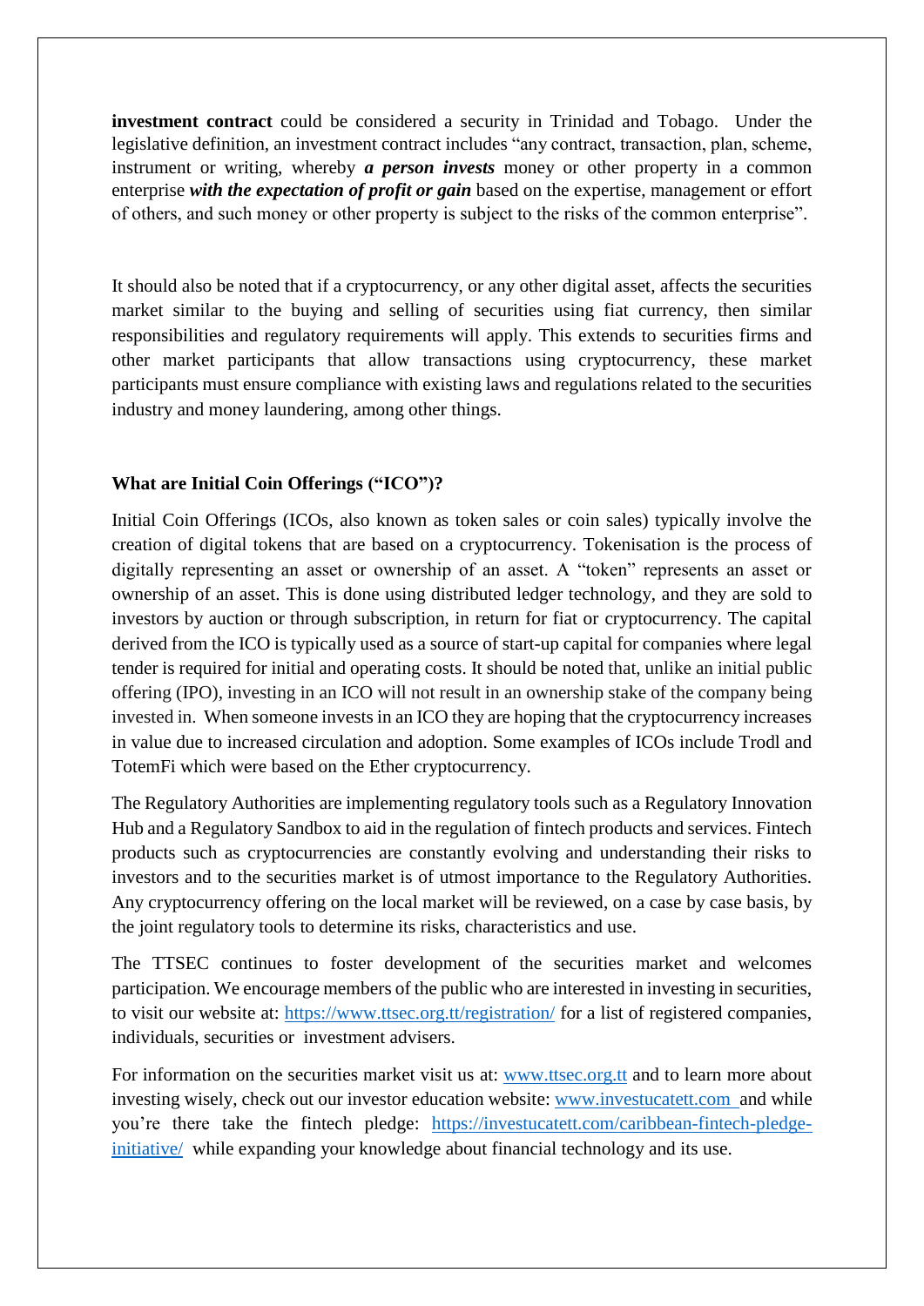**investment contract** could be considered a security in Trinidad and Tobago. Under the legislative definition, an investment contract includes "any contract, transaction, plan, scheme, instrument or writing, whereby ***a person invests*** money or other property in a common enterprise ***with the expectation of profit or gain*** based on the expertise, management or effort of others, and such money or other property is subject to the risks of the common enterprise".

It should also be noted that if a cryptocurrency, or any other digital asset, affects the securities market similar to the buying and selling of securities using fiat currency, then similar responsibilities and regulatory requirements will apply. This extends to securities firms and other market participants that allow transactions using cryptocurrency, these market participants must ensure compliance with existing laws and regulations related to the securities industry and money laundering, among other things.

**What are Initial Coin Offerings ("ICO")?**

Initial Coin Offerings (ICOs, also known as token sales or coin sales) typically involve the creation of digital tokens that are based on a cryptocurrency. Tokenisation is the process of digitally representing an asset or ownership of an asset. A "token" represents an asset or ownership of an asset. This is done using distributed ledger technology, and they are sold to investors by auction or through subscription, in return for fiat or cryptocurrency. The capital derived from the ICO is typically used as a source of start-up capital for companies where legal tender is required for initial and operating costs. It should be noted that, unlike an initial public offering (IPO), investing in an ICO will not result in an ownership stake of the company being invested in. When someone invests in an ICO they are hoping that the cryptocurrency increases in value due to increased circulation and adoption. Some examples of ICOs include Trodl and TotemFi which were based on the Ether cryptocurrency.

The Regulatory Authorities are implementing regulatory tools such as a Regulatory Innovation Hub and a Regulatory Sandbox to aid in the regulation of fintech products and services. Fintech products such as cryptocurrencies are constantly evolving and understanding their risks to investors and to the securities market is of utmost importance to the Regulatory Authorities. Any cryptocurrency offering on the local market will be reviewed, on a case by case basis, by the joint regulatory tools to determine its risks, characteristics and use.

The TTSEC continues to foster development of the securities market and welcomes participation. We encourage members of the public who are interested in investing in securities, to visit our website at: https://www.ttsec.org.tt/registration/ for a list of registered companies, individuals, securities or investment advisers.

For information on the securities market visit us at: www.ttsec.org.tt and to learn more about investing wisely, check out our investor education website: www.investucatett.com and while you're there take the fintech pledge: https://investucatett.com/caribbean-fintech-pledge-initiative/ while expanding your knowledge about financial technology and its use.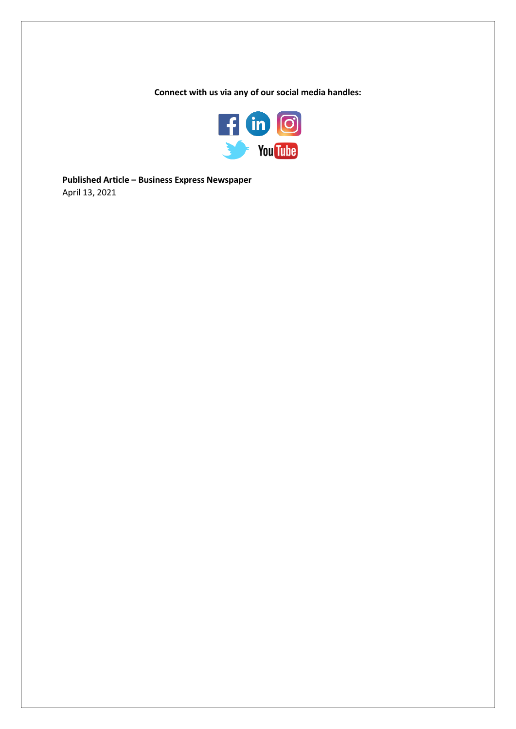**Connect with us via any of our social media handles:**

**Published Article – Business Express Newspaper**
April 13, 2021